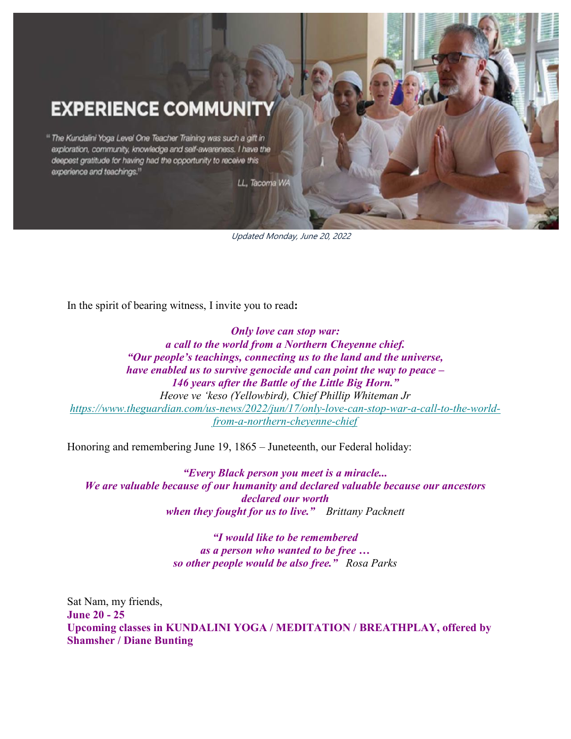# EXPERIENCE COMMUNITY

"The Kundalini Yoga Level One Teacher Training was such a gift in exploration, community, knowledge and self-awareness. I have the deepest gratitude for having had the opportunity to receive this experience and teachings."

LL, Tacoma WA

Updated Monday, June 20, 2022

In the spirit of bearing witness, I invite you to read**:**

***Only love can stop war:***
***a call to the world from a Northern Cheyenne chief.***
***"Our people's teachings, connecting us to the land and the universe,***
***have enabled us to survive genocide and can point the way to peace –***
***146 years after the Battle of the Little Big Horn."***
*Heove ve 'keso (Yellowbird), Chief Phillip Whiteman Jr*
https://www.theguardian.com/us-news/2022/jun/17/only-love-can-stop-war-a-call-to-the-world-from-a-northern-cheyenne-chief

Honoring and remembering June 19, 1865 – Juneteenth, our Federal holiday:

***"Every Black person you meet is a miracle...***
***We are valuable because of our humanity and declared valuable because our ancestors declared our worth***
***when they fought for us to live."*** *Brittany Packnett*

***"I would like to be remembered***
***as a person who wanted to be free …***
***so other people would be also free."*** *Rosa Parks*

Sat Nam, my friends,
**June 20 - 25**
**Upcoming classes in KUNDALINI YOGA / MEDITATION / BREATHPLAY, offered by Shamsher / Diane Bunting**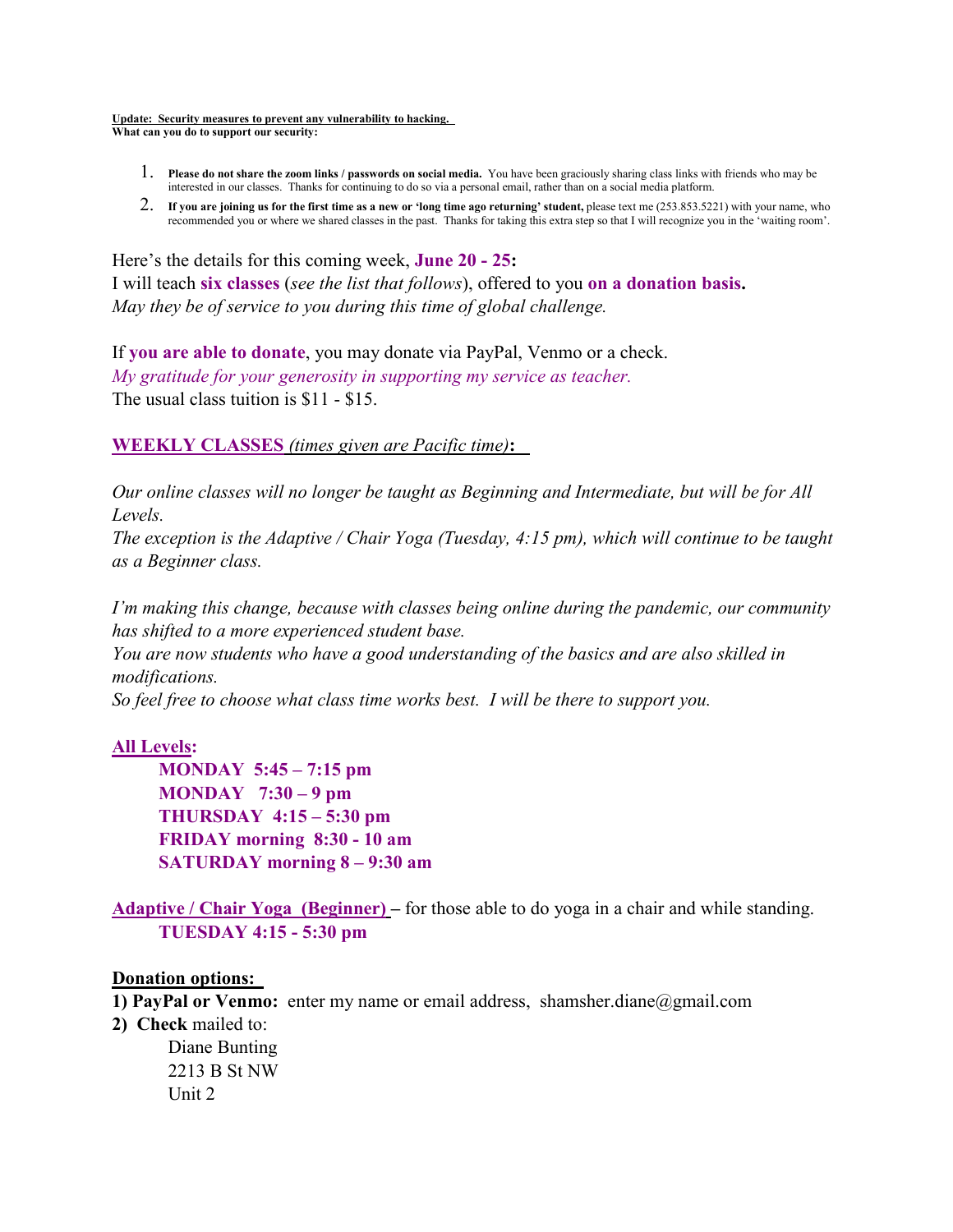**Update: Security measures to prevent any vulnerability to hacking.**
**What can you do to support our security:**

1. **Please do not share the zoom links / passwords on social media.** You have been graciously sharing class links with friends who may be interested in our classes. Thanks for continuing to do so via a personal email, rather than on a social media platform.
2. **If you are joining us for the first time as a new or 'long time ago returning' student,** please text me (253.853.5221) with your name, who recommended you or where we shared classes in the past. Thanks for taking this extra step so that I will recognize you in the 'waiting room'.

Here's the details for this coming week, **June 20 - 25:**
I will teach **six classes** (*see the list that follows*), offered to you **on a donation basis.**
*May they be of service to you during this time of global challenge.*

If **you are able to donate**, you may donate via PayPal, Venmo or a check.
*My gratitude for your generosity in supporting my service as teacher.*
The usual class tuition is $11 - $15.

**WEEKLY CLASSES** *(times given are Pacific time)***:**

*Our online classes will no longer be taught as Beginning and Intermediate, but will be for All Levels.*
*The exception is the Adaptive / Chair Yoga (Tuesday, 4:15 pm), which will continue to be taught as a Beginner class.*

*I'm making this change, because with classes being online during the pandemic, our community has shifted to a more experienced student base.*
*You are now students who have a good understanding of the basics and are also skilled in modifications.*
*So feel free to choose what class time works best. I will be there to support you.*

**All Levels:**

- **MONDAY 5:45 – 7:15 pm**
- **MONDAY 7:30 – 9 pm**
- **THURSDAY 4:15 – 5:30 pm**
- **FRIDAY morning 8:30 - 10 am**
- **SATURDAY morning 8 – 9:30 am**

**Adaptive / Chair Yoga (Beginner)** – for those able to do yoga in a chair and while standing.
**TUESDAY 4:15 - 5:30 pm**

**Donation options:**

**1) PayPal or Venmo:** enter my name or email address, shamsher.diane@gmail.com
**2) Check** mailed to:

Diane Bunting
2213 B St NW
Unit 2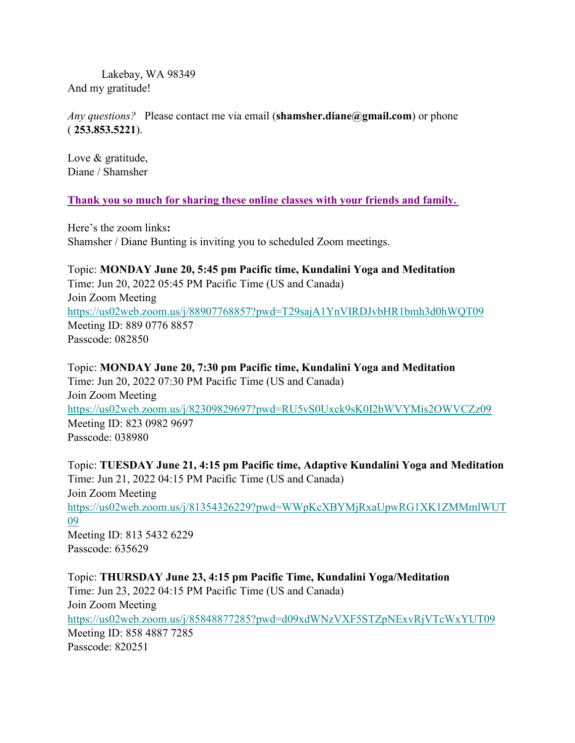Lakebay, WA 98349

And my gratitude!

*Any questions?* Please contact me via email (**shamsher.diane@gmail.com**) or phone ( **253.853.5221**).

Love & gratitude,
Diane / Shamsher

**Thank you so much for sharing these online classes with your friends and family.**

Here's the zoom links**:**
Shamsher / Diane Bunting is inviting you to scheduled Zoom meetings.

Topic: **MONDAY June 20, 5:45 pm Pacific time, Kundalini Yoga and Meditation**
Time: Jun 20, 2022 05:45 PM Pacific Time (US and Canada)
Join Zoom Meeting
https://us02web.zoom.us/j/88907768857?pwd=T29sajA1YnVIRDJvbHR1bmh3d0hWQT09
Meeting ID: 889 0776 8857
Passcode: 082850

Topic: **MONDAY June 20, 7:30 pm Pacific time, Kundalini Yoga and Meditation**
Time: Jun 20, 2022 07:30 PM Pacific Time (US and Canada)
Join Zoom Meeting
https://us02web.zoom.us/j/82309829697?pwd=RU5vS0Uxck9sK0I2bWVYMis2OWVCZz09
Meeting ID: 823 0982 9697
Passcode: 038980

Topic: **TUESDAY June 21, 4:15 pm Pacific time, Adaptive Kundalini Yoga and Meditation**
Time: Jun 21, 2022 04:15 PM Pacific Time (US and Canada)
Join Zoom Meeting
https://us02web.zoom.us/j/81354326229?pwd=WWpKcXBYMjRxaUpwRG1XK1ZMMmlWUT09
Meeting ID: 813 5432 6229
Passcode: 635629

Topic: **THURSDAY June 23, 4:15 pm Pacific Time, Kundalini Yoga/Meditation**
Time: Jun 23, 2022 04:15 PM Pacific Time (US and Canada)
Join Zoom Meeting
https://us02web.zoom.us/j/85848877285?pwd=d09xdWNzVXF5STZpNExvRjVTcWxYUT09
Meeting ID: 858 4887 7285
Passcode: 820251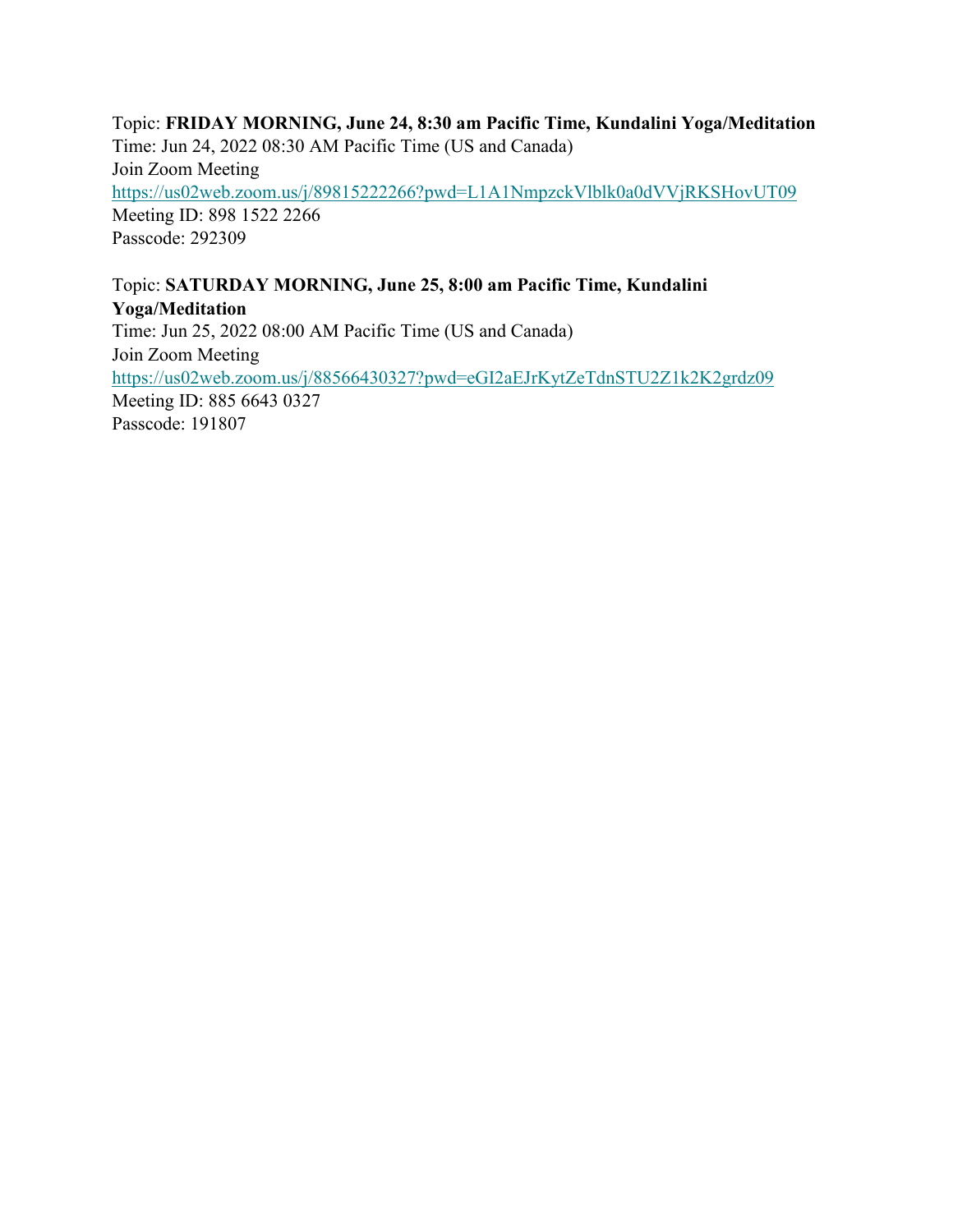Topic: **FRIDAY MORNING, June 24, 8:30 am Pacific Time, Kundalini Yoga/Meditation**
Time: Jun 24, 2022 08:30 AM Pacific Time (US and Canada)
Join Zoom Meeting
https://us02web.zoom.us/j/89815222266?pwd=L1A1NmpzckVlblk0a0dVVjRKSHovUT09
Meeting ID: 898 1522 2266
Passcode: 292309

Topic: **SATURDAY MORNING, June 25, 8:00 am Pacific Time, Kundalini Yoga/Meditation**
Time: Jun 25, 2022 08:00 AM Pacific Time (US and Canada)
Join Zoom Meeting
https://us02web.zoom.us/j/88566430327?pwd=eGI2aEJrKytZeTdnSTU2Z1k2K2grdz09
Meeting ID: 885 6643 0327
Passcode: 191807